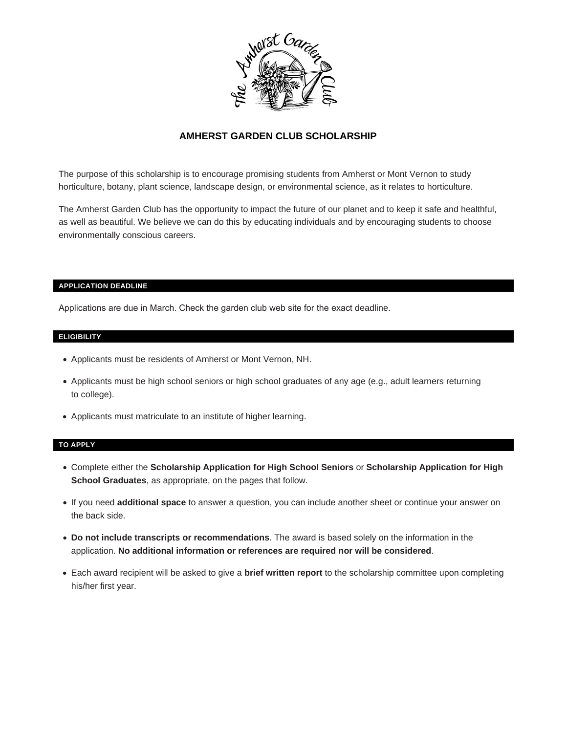# AMHERST GARDEN CLUB SCHOLARSHIP

The purpose of this scholarship is to encourage promising students from Amherst or Mont Vernon to study horticulture, botany, plant science, landscape design, or environmental science, as it relates to horticulture.

The Amherst Garden Club has the opportunity to impact the future of our planet and to keep it safe and healthful, as well as beautiful. We believe we can do this by educating individuals and by encouraging students to choose environmentally conscious careers.

## APPLICATION DEADLINE

Applications are due in March. Check the garden club web site for the exact deadline.

## ELIGIBILITY

- Applicants must be residents of Amherst or Mont Vernon, NH.
- Applicants must be high school seniors or high school graduates of any age (e.g., adult learners returning to college).
- Applicants must matriculate to an institute of higher learning.

## TO APPLY

- Complete either the **Scholarship Application for High School Seniors** or **Scholarship Application for High School Graduates**, as appropriate, on the pages that follow.
- If you need **additional space** to answer a question, you can include another sheet or continue your answer on the back side.
- **Do not include transcripts or recommendations**. The award is based solely on the information in the application. **No additional information or references are required nor will be considered**.
- Each award recipient will be asked to give a **brief written report** to the scholarship committee upon completing his/her first year.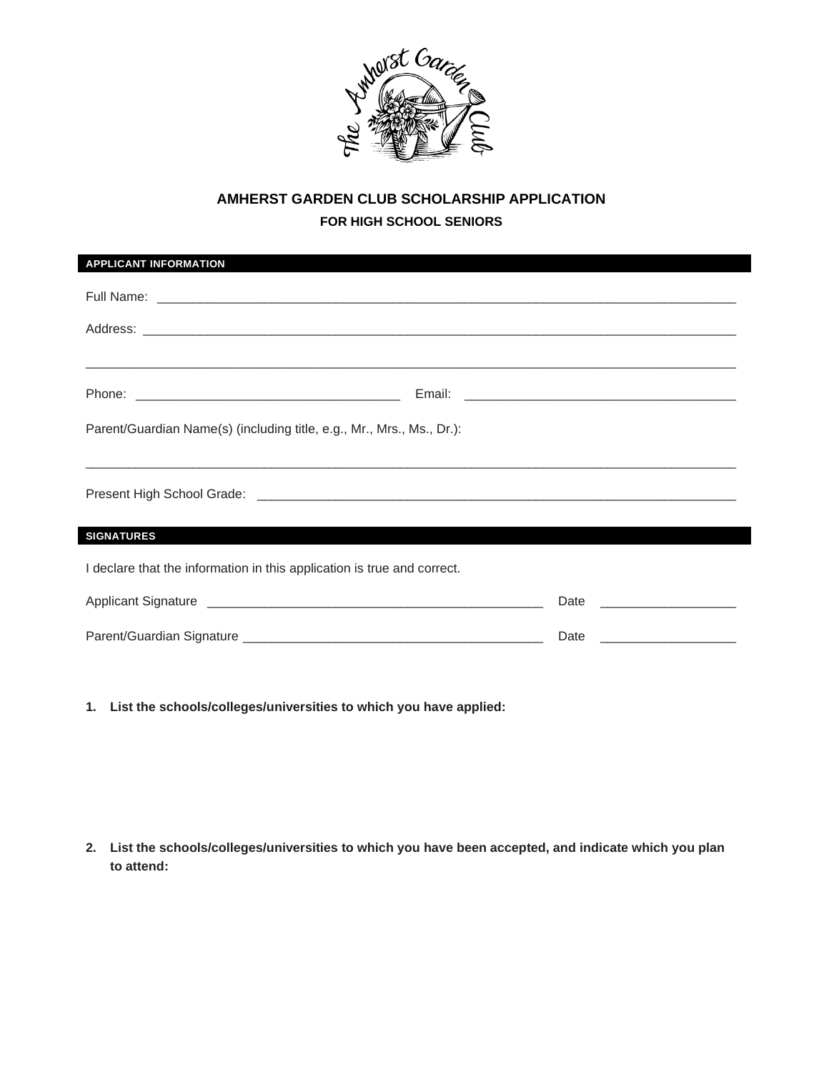# AMHERST GARDEN CLUB SCHOLARSHIP APPLICATION

## FOR HIGH SCHOOL SENIORS

### APPLICANT INFORMATION

Full Name: ___________________________________________________________________________

Address: _____________________________________________________________________________

______________________________________________________________________________________

Phone: _________________________________ Email: __________________________________

Parent/Guardian Name(s) (including title, e.g., Mr., Mrs., Ms., Dr.):

______________________________________________________________________________________

Present High School Grade: ______________________________________________________

### SIGNATURES

I declare that the information in this application is true and correct.

Applicant Signature __________________________________________ Date _________________

Parent/Guardian Signature ____________________________________ Date _________________

1. **List the schools/colleges/universities to which you have applied:**

2. **List the schools/colleges/universities to which you have been accepted, and indicate which you plan to attend:**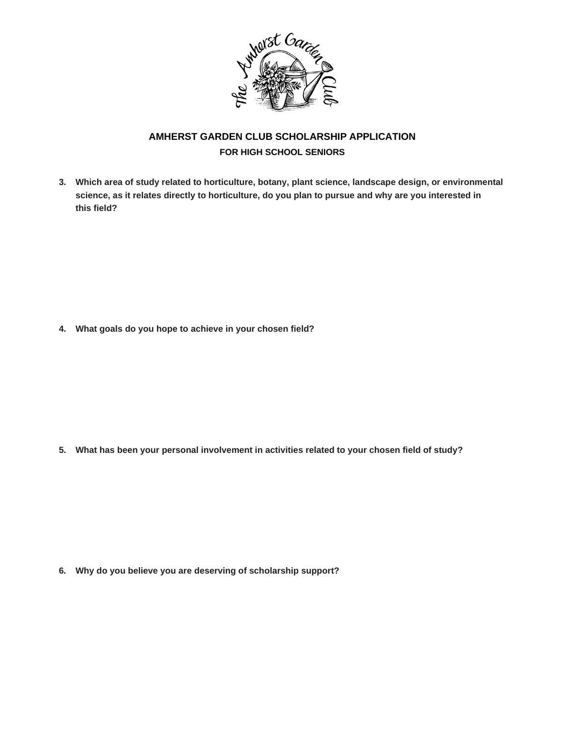# AMHERST GARDEN CLUB SCHOLARSHIP APPLICATION

## FOR HIGH SCHOOL SENIORS

**3. Which area of study related to horticulture, botany, plant science, landscape design, or environmental science, as it relates directly to horticulture, do you plan to pursue and why are you interested in this field?**

**4. What goals do you hope to achieve in your chosen field?**

**5. What has been your personal involvement in activities related to your chosen field of study?**

**6. Why do you believe you are deserving of scholarship support?**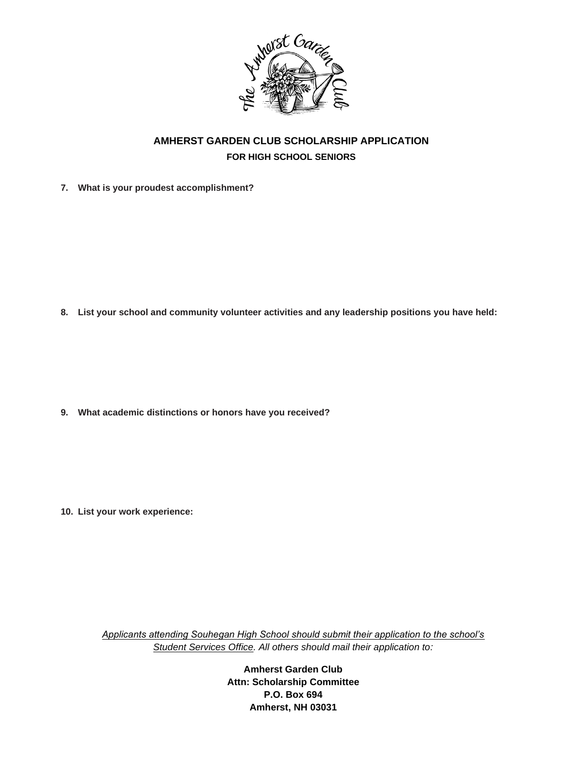## AMHERST GARDEN CLUB SCHOLARSHIP APPLICATION

### FOR HIGH SCHOOL SENIORS

**7. What is your proudest accomplishment?**

**8. List your school and community volunteer activities and any leadership positions you have held:**

**9. What academic distinctions or honors have you received?**

**10. List your work experience:**

*Applicants attending Souhegan High School should submit their application to the school's Student Services Office. All others should mail their application to:*

**Amherst Garden Club**
**Attn: Scholarship Committee**
**P.O. Box 694**
**Amherst, NH 03031**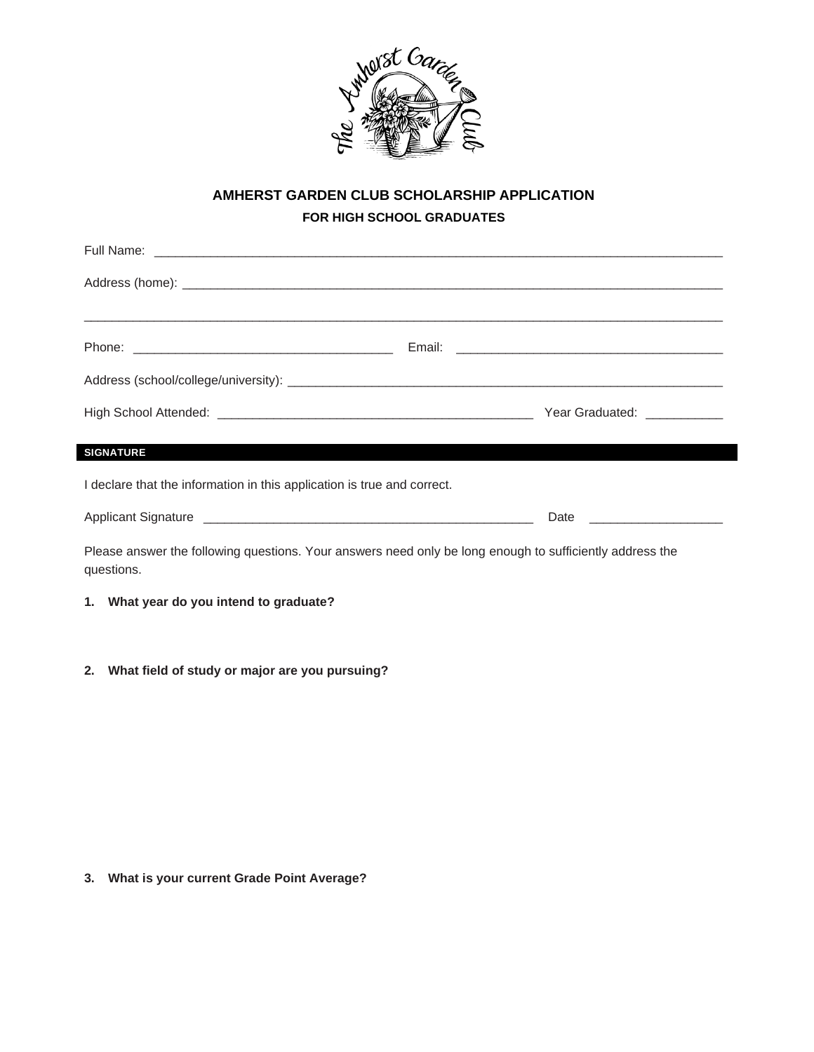# AMHERST GARDEN CLUB SCHOLARSHIP APPLICATION

## FOR HIGH SCHOOL GRADUATES

Full Name: ________________________________________________________________________________

Address (home): ____________________________________________________________________________

____________________________________________________________________________________________

Phone: ___________________________________ Email: ___________________________________

Address (school/college/university): _______________________________________________________

High School Attended: __________________________________________ Year Graduated: __________

**SIGNATURE**

I declare that the information in this application is true and correct.

Applicant Signature ____________________________________________ Date __________________

Please answer the following questions. Your answers need only be long enough to sufficiently address the questions.

1. **What year do you intend to graduate?**

2. **What field of study or major are you pursuing?**

3. **What is your current Grade Point Average?**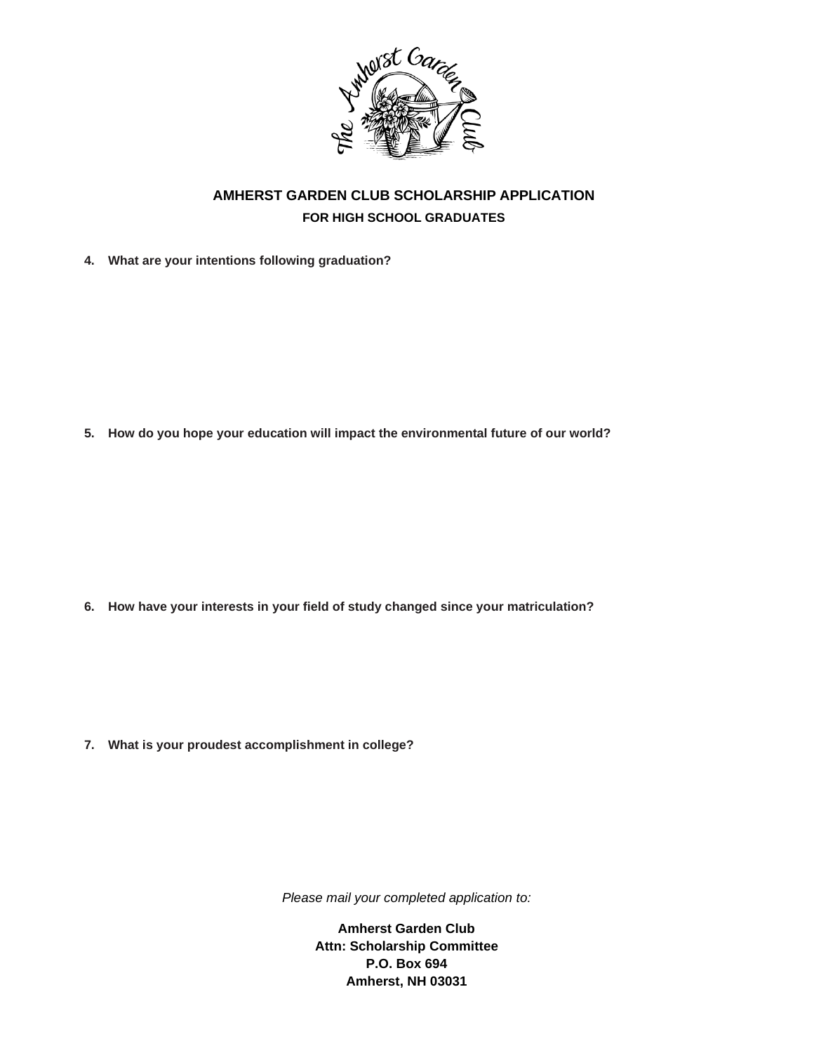## AMHERST GARDEN CLUB SCHOLARSHIP APPLICATION

### FOR HIGH SCHOOL GRADUATES

4. **What are your intentions following graduation?**

5. **How do you hope your education will impact the environmental future of our world?**

6. **How have your interests in your field of study changed since your matriculation?**

7. **What is your proudest accomplishment in college?**

*Please mail your completed application to:*

**Amherst Garden Club**
**Attn: Scholarship Committee**
**P.O. Box 694**
**Amherst, NH 03031**